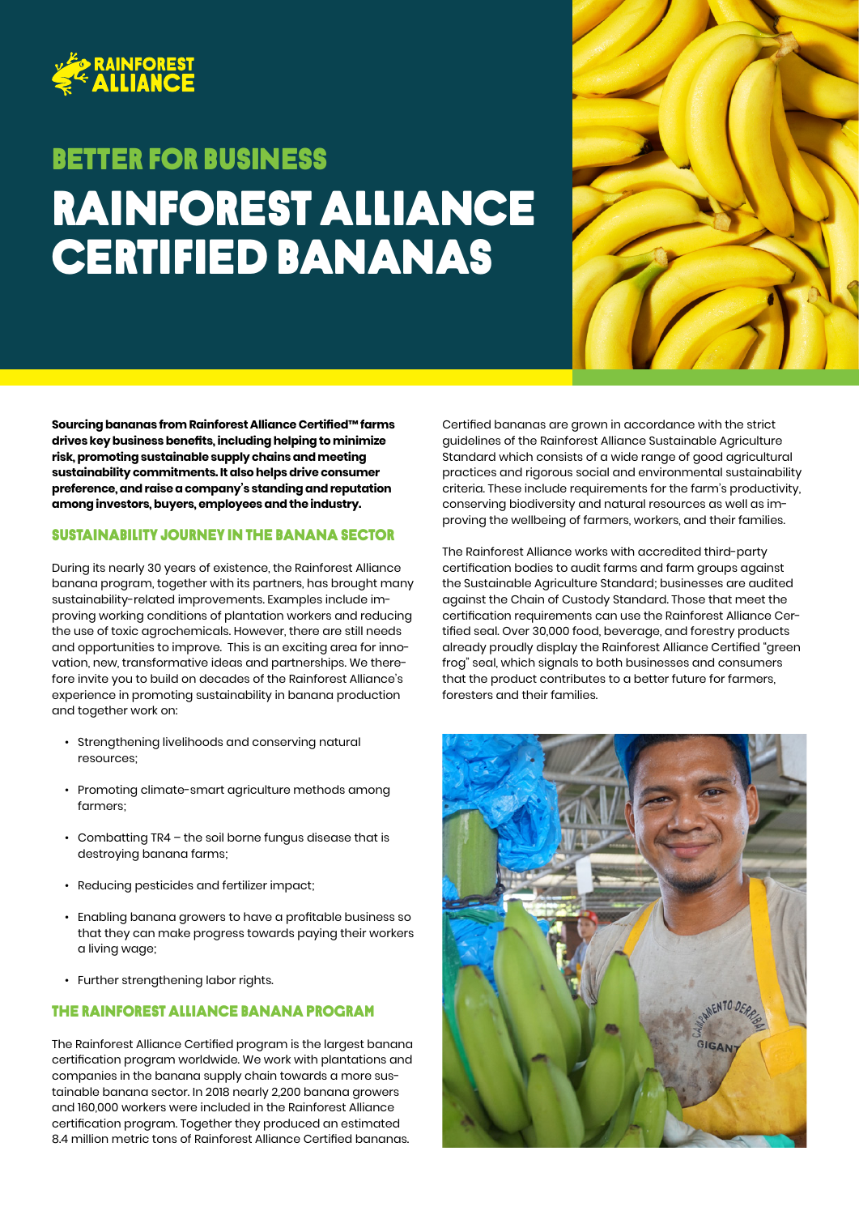## BETTER FOR BUSINESS

# RAINFOREST ALLIANCE CERTIFIED BANANAS

**Sourcing bananas from Rainforest Alliance Certified™ farms drives key business benefits, including helping to minimize risk, promoting sustainable supply chains and meeting sustainability commitments. It also helps drive consumer preference, and raise a company's standing and reputation among investors, buyers, employees and the industry.**

### SUSTAINABILITY JOURNEY IN THE BANANA SECTOR

During its nearly 30 years of existence, the Rainforest Alliance banana program, together with its partners, has brought many sustainability-related improvements. Examples include improving working conditions of plantation workers and reducing the use of toxic agrochemicals. However, there are still needs and opportunities to improve. This is an exciting area for innovation, new, transformative ideas and partnerships. We therefore invite you to build on decades of the Rainforest Alliance's experience in promoting sustainability in banana production and together work on:

- Strengthening livelihoods and conserving natural resources;
- Promoting climate-smart agriculture methods among farmers;
- Combatting TR4 – the soil borne fungus disease that is destroying banana farms;
- Reducing pesticides and fertilizer impact;
- Enabling banana growers to have a profitable business so that they can make progress towards paying their workers a living wage;
- Further strengthening labor rights.

### THE RAINFOREST ALLIANCE BANANA PROGRAM

The Rainforest Alliance Certified program is the largest banana certification program worldwide. We work with plantations and companies in the banana supply chain towards a more sustainable banana sector. In 2018 nearly 2,200 banana growers and 160,000 workers were included in the Rainforest Alliance certification program. Together they produced an estimated 8.4 million metric tons of Rainforest Alliance Certified bananas.

Certified bananas are grown in accordance with the strict guidelines of the Rainforest Alliance Sustainable Agriculture Standard which consists of a wide range of good agricultural practices and rigorous social and environmental sustainability criteria. These include requirements for the farm's productivity, conserving biodiversity and natural resources as well as improving the wellbeing of farmers, workers, and their families.

The Rainforest Alliance works with accredited third-party certification bodies to audit farms and farm groups against the Sustainable Agriculture Standard; businesses are audited against the Chain of Custody Standard. Those that meet the certification requirements can use the Rainforest Alliance Certified seal. Over 30,000 food, beverage, and forestry products already proudly display the Rainforest Alliance Certified "green frog" seal, which signals to both businesses and consumers that the product contributes to a better future for farmers, foresters and their families.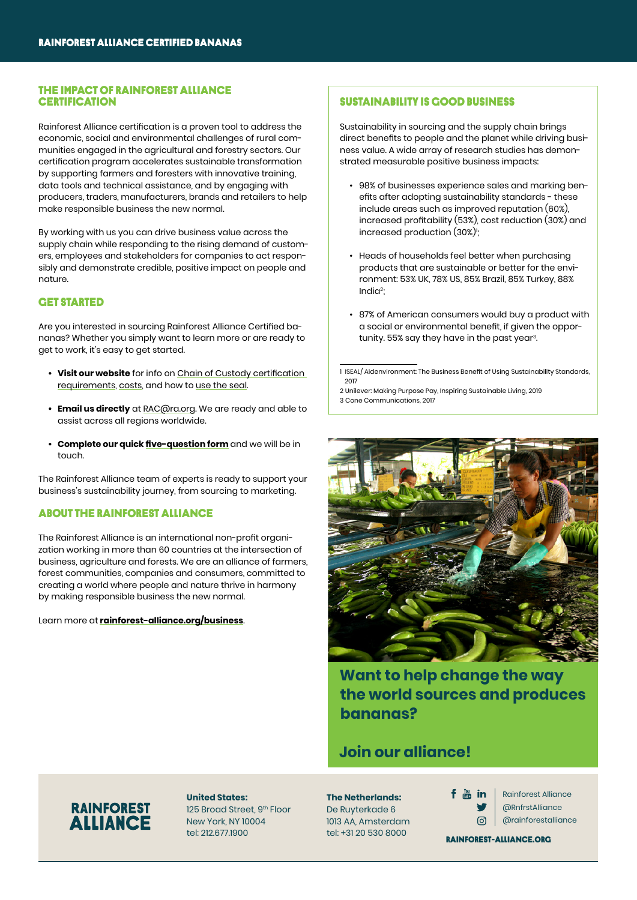## THE IMPACT OF RAINFOREST ALLIANCE CERTIFICATION

Rainforest Alliance certification is a proven tool to address the economic, social and environmental challenges of rural communities engaged in the agricultural and forestry sectors. Our certification program accelerates sustainable transformation by supporting farmers and foresters with innovative training, data tools and technical assistance, and by engaging with producers, traders, manufacturers, brands and retailers to help make responsible business the new normal.

By working with us you can drive business value across the supply chain while responding to the rising demand of customers, employees and stakeholders for companies to act responsibly and demonstrate credible, positive impact on people and nature.

## GET STARTED

Are you interested in sourcing Rainforest Alliance Certified bananas? Whether you simply want to learn more or are ready to get to work, it's easy to get started.

- **Visit our website** for info on Chain of Custody certification requirements, costs, and how to use the seal.
- **Email us directly** at RAC@ra.org. We are ready and able to assist across all regions worldwide.
- **Complete our quick five-question form** and we will be in touch.

The Rainforest Alliance team of experts is ready to support your business's sustainability journey, from sourcing to marketing.

## ABOUT THE RAINFOREST ALLIANCE

The Rainforest Alliance is an international non-profit organization working in more than 60 countries at the intersection of business, agriculture and forests. We are an alliance of farmers, forest communities, companies and consumers, committed to creating a world where people and nature thrive in harmony by making responsible business the new normal.

Learn more at **rainforest-alliance.org/business**.

## SUSTAINABILITY IS GOOD BUSINESS

Sustainability in sourcing and the supply chain brings direct benefits to people and the planet while driving business value. A wide array of research studies has demonstrated measurable positive business impacts:

- 98% of businesses experience sales and marking benefits after adopting sustainability standards - these include areas such as improved reputation (60%), increased profitability (53%), cost reduction (30%) and increased production (30%)[1];
- Heads of households feel better when purchasing products that are sustainable or better for the environment: 53% UK, 78% US, 85% Brazil, 85% Turkey, 88% India[2];
- 87% of American consumers would buy a product with a social or environmental benefit, if given the opportunity. 55% say they have in the past year[3].

1 ISEAL/ Aidenvironment: The Business Benefit of Using Sustainability Standards, 2017
2 Unilever: Making Purpose Pay, Inspiring Sustainable Living, 2019
3 Cone Communications, 2017

**Want to help change the way the world sources and produces bananas?**

**Join our alliance!**

**RAINFOREST ALLIANCE**

**United States:**
125 Broad Street, 9th Floor
New York, NY 10004
tel: 212.677.1900

**The Netherlands:**
De Ruyterkade 6
1013 AA, Amsterdam
tel: +31 20 530 8000

Rainforest Alliance
@RnfrstAlliance
@rainforestalliance

**RAINFOREST-ALLIANCE.ORG**